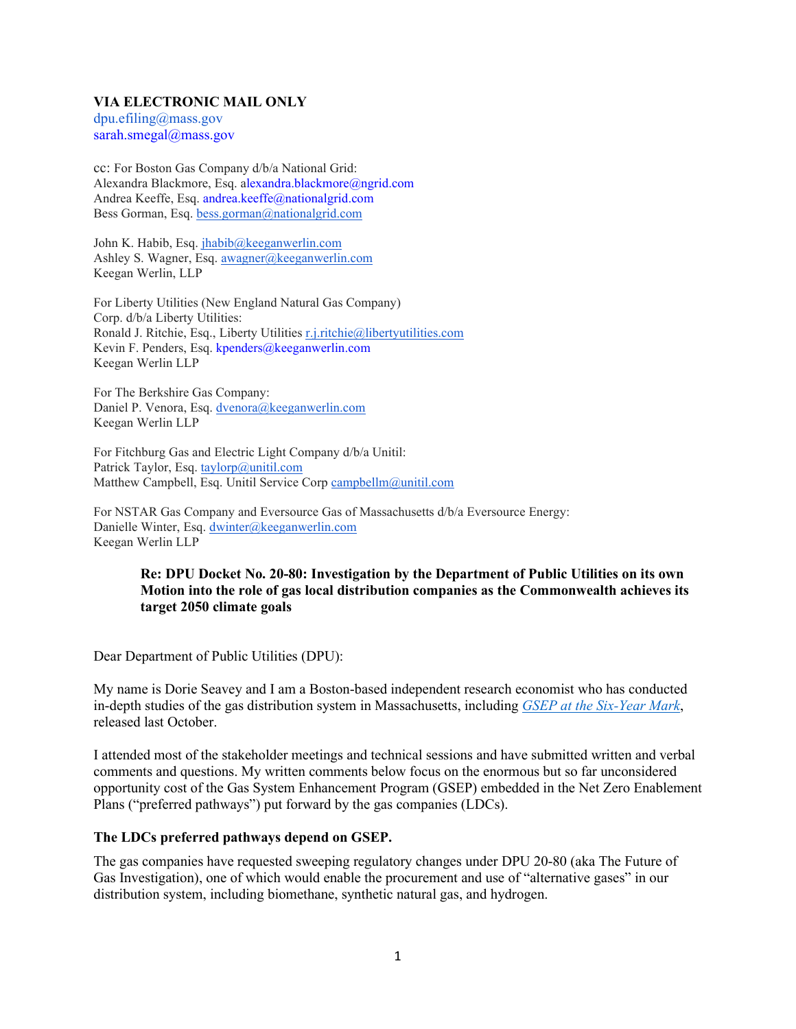**VIA ELECTRONIC MAIL ONLY**
dpu.efiling@mass.gov
sarah.smegal@mass.gov

cc: For Boston Gas Company d/b/a National Grid:
Alexandra Blackmore, Esq. alexandra.blackmore@ngrid.com
Andrea Keeffe, Esq. andrea.keeffe@nationalgrid.com
Bess Gorman, Esq. bess.gorman@nationalgrid.com

John K. Habib, Esq. jhabib@keeganwerlin.com
Ashley S. Wagner, Esq. awagner@keeganwerlin.com
Keegan Werlin, LLP

For Liberty Utilities (New England Natural Gas Company)
Corp. d/b/a Liberty Utilities:
Ronald J. Ritchie, Esq., Liberty Utilities r.j.ritchie@libertyutilities.com
Kevin F. Penders, Esq. kpenders@keeganwerlin.com
Keegan Werlin LLP

For The Berkshire Gas Company:
Daniel P. Venora, Esq. dvenora@keeganwerlin.com
Keegan Werlin LLP

For Fitchburg Gas and Electric Light Company d/b/a Unitil:
Patrick Taylor, Esq. taylorp@unitil.com
Matthew Campbell, Esq. Unitil Service Corp campbellm@unitil.com

For NSTAR Gas Company and Eversource Gas of Massachusetts d/b/a Eversource Energy:
Danielle Winter, Esq. dwinter@keeganwerlin.com
Keegan Werlin LLP

**Re: DPU Docket No. 20-80: Investigation by the Department of Public Utilities on its own Motion into the role of gas local distribution companies as the Commonwealth achieves its target 2050 climate goals**

Dear Department of Public Utilities (DPU):

My name is Dorie Seavey and I am a Boston-based independent research economist who has conducted in-depth studies of the gas distribution system in Massachusetts, including *GSEP at the Six-Year Mark*, released last October.

I attended most of the stakeholder meetings and technical sessions and have submitted written and verbal comments and questions. My written comments below focus on the enormous but so far unconsidered opportunity cost of the Gas System Enhancement Program (GSEP) embedded in the Net Zero Enablement Plans ("preferred pathways") put forward by the gas companies (LDCs).

### The LDCs preferred pathways depend on GSEP.

The gas companies have requested sweeping regulatory changes under DPU 20-80 (aka The Future of Gas Investigation), one of which would enable the procurement and use of "alternative gases" in our distribution system, including biomethane, synthetic natural gas, and hydrogen.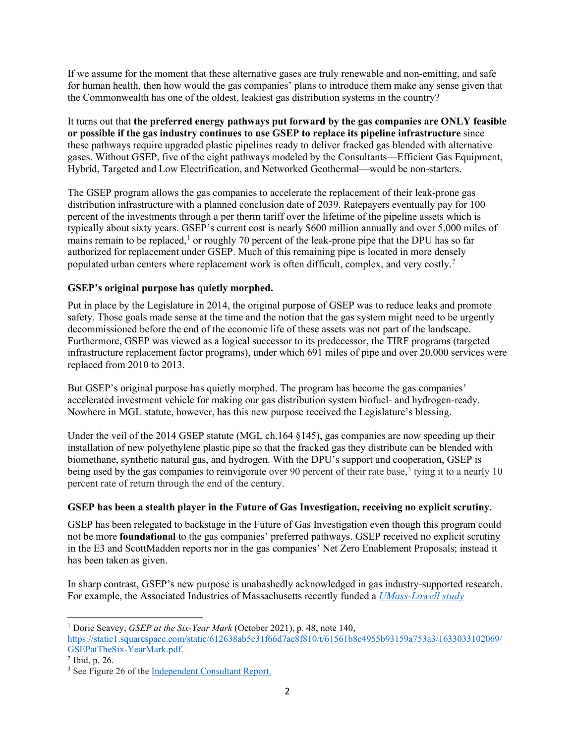If we assume for the moment that these alternative gases are truly renewable and non-emitting, and safe for human health, then how would the gas companies' plans to introduce them make any sense given that the Commonwealth has one of the oldest, leakiest gas distribution systems in the country?

It turns out that **the preferred energy pathways put forward by the gas companies are ONLY feasible or possible if the gas industry continues to use GSEP to replace its pipeline infrastructure** since these pathways require upgraded plastic pipelines ready to deliver fracked gas blended with alternative gases. Without GSEP, five of the eight pathways modeled by the Consultants—Efficient Gas Equipment, Hybrid, Targeted and Low Electrification, and Networked Geothermal—would be non-starters.

The GSEP program allows the gas companies to accelerate the replacement of their leak-prone gas distribution infrastructure with a planned conclusion date of 2039. Ratepayers eventually pay for 100 percent of the investments through a per therm tariff over the lifetime of the pipeline assets which is typically about sixty years. GSEP's current cost is nearly $600 million annually and over 5,000 miles of mains remain to be replaced,[1] or roughly 70 percent of the leak-prone pipe that the DPU has so far authorized for replacement under GSEP. Much of this remaining pipe is located in more densely populated urban centers where replacement work is often difficult, complex, and very costly.[2]

**GSEP's original purpose has quietly morphed.**

Put in place by the Legislature in 2014, the original purpose of GSEP was to reduce leaks and promote safety. Those goals made sense at the time and the notion that the gas system might need to be urgently decommissioned before the end of the economic life of these assets was not part of the landscape. Furthermore, GSEP was viewed as a logical successor to its predecessor, the TIRF programs (targeted infrastructure replacement factor programs), under which 691 miles of pipe and over 20,000 services were replaced from 2010 to 2013.

But GSEP's original purpose has quietly morphed. The program has become the gas companies' accelerated investment vehicle for making our gas distribution system biofuel- and hydrogen-ready. Nowhere in MGL statute, however, has this new purpose received the Legislature's blessing.

Under the veil of the 2014 GSEP statute (MGL ch.164 §145), gas companies are now speeding up their installation of new polyethylene plastic pipe so that the fracked gas they distribute can be blended with biomethane, synthetic natural gas, and hydrogen. With the DPU's support and cooperation, GSEP is being used by the gas companies to reinvigorate over 90 percent of their rate base,[3] tying it to a nearly 10 percent rate of return through the end of the century.

**GSEP has been a stealth player in the Future of Gas Investigation, receiving no explicit scrutiny.**

GSEP has been relegated to backstage in the Future of Gas Investigation even though this program could not be more **foundational** to the gas companies' preferred pathways. GSEP received no explicit scrutiny in the E3 and ScottMadden reports nor in the gas companies' Net Zero Enablement Proposals; instead it has been taken as given.

In sharp contrast, GSEP's new purpose is unabashedly acknowledged in gas industry-supported research. For example, the Associated Industries of Massachusetts recently funded a *UMass-Lowell study*

---

[1] Dorie Seavey, *GSEP at the Six-Year Mark* (October 2021), p. 48, note 140, https://static1.squarespace.com/static/612638ab5e31f66d7ae8f810/t/61561b8c4955b93159a753a3/1633033102069/GSEPatTheSix-YearMark.pdf.

[2] Ibid, p. 26.

[3] See Figure 26 of the Independent Consultant Report.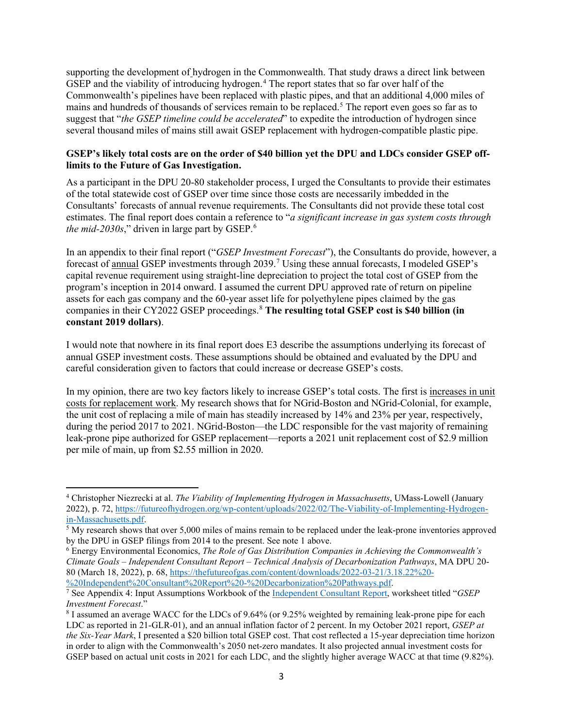supporting the development of hydrogen in the Commonwealth. That study draws a direct link between GSEP and the viability of introducing hydrogen.[4] The report states that so far over half of the Commonwealth's pipelines have been replaced with plastic pipes, and that an additional 4,000 miles of mains and hundreds of thousands of services remain to be replaced.[5] The report even goes so far as to suggest that "*the GSEP timeline could be accelerated*" to expedite the introduction of hydrogen since several thousand miles of mains still await GSEP replacement with hydrogen-compatible plastic pipe.

**GSEP's likely total costs are on the order of $40 billion yet the DPU and LDCs consider GSEP off-limits to the Future of Gas Investigation.**

As a participant in the DPU 20-80 stakeholder process, I urged the Consultants to provide their estimates of the total statewide cost of GSEP over time since those costs are necessarily imbedded in the Consultants' forecasts of annual revenue requirements. The Consultants did not provide these total cost estimates. The final report does contain a reference to "*a significant increase in gas system costs through the mid-2030s*," driven in large part by GSEP.[6]

In an appendix to their final report ("*GSEP Investment Forecast*"), the Consultants do provide, however, a forecast of <u>annual</u> GSEP investments through 2039.[7] Using these annual forecasts, I modeled GSEP's capital revenue requirement using straight-line depreciation to project the total cost of GSEP from the program's inception in 2014 onward. I assumed the current DPU approved rate of return on pipeline assets for each gas company and the 60-year asset life for polyethylene pipes claimed by the gas companies in their CY2022 GSEP proceedings.[8] **The resulting total GSEP cost is $40 billion (in constant 2019 dollars)**.

I would note that nowhere in its final report does E3 describe the assumptions underlying its forecast of annual GSEP investment costs. These assumptions should be obtained and evaluated by the DPU and careful consideration given to factors that could increase or decrease GSEP's costs.

In my opinion, there are two key factors likely to increase GSEP's total costs. The first is <u>increases in unit costs for replacement work</u>. My research shows that for NGrid-Boston and NGrid-Colonial, for example, the unit cost of replacing a mile of main has steadily increased by 14% and 23% per year, respectively, during the period 2017 to 2021. NGrid-Boston—the LDC responsible for the vast majority of remaining leak-prone pipe authorized for GSEP replacement—reports a 2021 unit replacement cost of $2.9 million per mile of main, up from $2.55 million in 2020.

---

[4] Christopher Niezrecki at al. *The Viability of Implementing Hydrogen in Massachusetts*, UMass-Lowell (January 2022), p. 72, https://futureofhydrogen.org/wp-content/uploads/2022/02/The-Viability-of-Implementing-Hydrogen-in-Massachusetts.pdf.

[5] My research shows that over 5,000 miles of mains remain to be replaced under the leak-prone inventories approved by the DPU in GSEP filings from 2014 to the present. See note 1 above.

[6] Energy Environmental Economics, *The Role of Gas Distribution Companies in Achieving the Commonwealth's Climate Goals – Independent Consultant Report – Technical Analysis of Decarbonization Pathways*, MA DPU 20-80 (March 18, 2022), p. 68, https://thefutureofgas.com/content/downloads/2022-03-21/3.18.22%20-%20Independent%20Consultant%20Report%20-%20Decarbonization%20Pathways.pdf.

[7] See Appendix 4: Input Assumptions Workbook of the Independent Consultant Report, worksheet titled "*GSEP Investment Forecast*."

[8] I assumed an average WACC for the LDCs of 9.64% (or 9.25% weighted by remaining leak-prone pipe for each LDC as reported in 21-GLR-01), and an annual inflation factor of 2 percent. In my October 2021 report, *GSEP at the Six-Year Mark*, I presented a $20 billion total GSEP cost. That cost reflected a 15-year depreciation time horizon in order to align with the Commonwealth's 2050 net-zero mandates. It also projected annual investment costs for GSEP based on actual unit costs in 2021 for each LDC, and the slightly higher average WACC at that time (9.82%).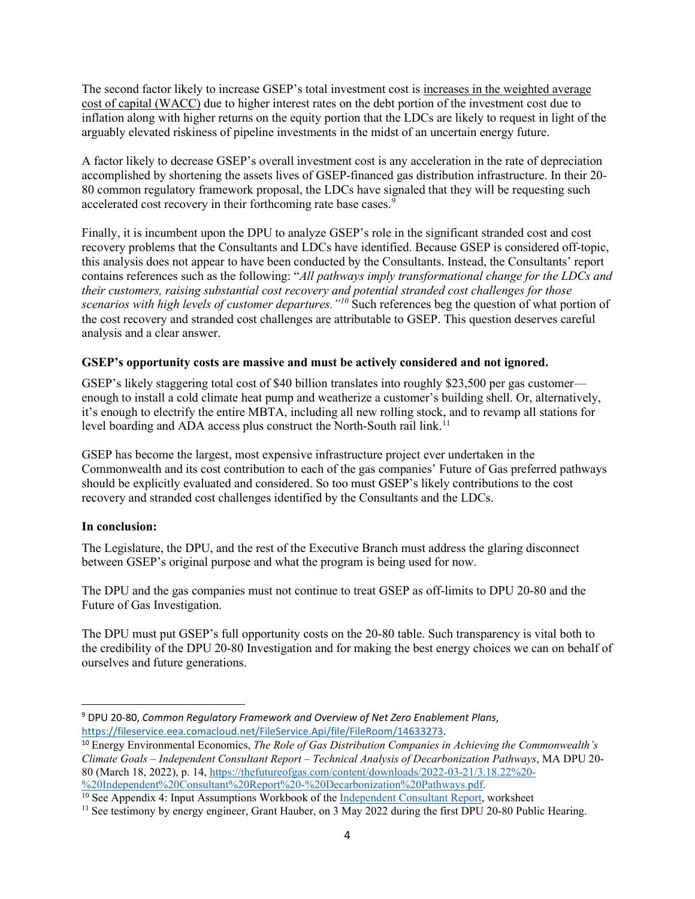The second factor likely to increase GSEP's total investment cost is increases in the weighted average cost of capital (WACC) due to higher interest rates on the debt portion of the investment cost due to inflation along with higher returns on the equity portion that the LDCs are likely to request in light of the arguably elevated riskiness of pipeline investments in the midst of an uncertain energy future.

A factor likely to decrease GSEP's overall investment cost is any acceleration in the rate of depreciation accomplished by shortening the assets lives of GSEP-financed gas distribution infrastructure. In their 20-80 common regulatory framework proposal, the LDCs have signaled that they will be requesting such accelerated cost recovery in their forthcoming rate base cases.[9]

Finally, it is incumbent upon the DPU to analyze GSEP's role in the significant stranded cost and cost recovery problems that the Consultants and LDCs have identified. Because GSEP is considered off-topic, this analysis does not appear to have been conducted by the Consultants. Instead, the Consultants' report contains references such as the following: "*All pathways imply transformational change for the LDCs and their customers, raising substantial cost recovery and potential stranded cost challenges for those scenarios with high levels of customer departures.*"[10] Such references beg the question of what portion of the cost recovery and stranded cost challenges are attributable to GSEP. This question deserves careful analysis and a clear answer.

**GSEP's opportunity costs are massive and must be actively considered and not ignored.**

GSEP's likely staggering total cost of $40 billion translates into roughly $23,500 per gas customer—enough to install a cold climate heat pump and weatherize a customer's building shell. Or, alternatively, it's enough to electrify the entire MBTA, including all new rolling stock, and to revamp all stations for level boarding and ADA access plus construct the North-South rail link.[11]

GSEP has become the largest, most expensive infrastructure project ever undertaken in the Commonwealth and its cost contribution to each of the gas companies' Future of Gas preferred pathways should be explicitly evaluated and considered. So too must GSEP's likely contributions to the cost recovery and stranded cost challenges identified by the Consultants and the LDCs.

**In conclusion:**

The Legislature, the DPU, and the rest of the Executive Branch must address the glaring disconnect between GSEP's original purpose and what the program is being used for now.

The DPU and the gas companies must not continue to treat GSEP as off-limits to DPU 20-80 and the Future of Gas Investigation.

The DPU must put GSEP's full opportunity costs on the 20-80 table. Such transparency is vital both to the credibility of the DPU 20-80 Investigation and for making the best energy choices we can on behalf of ourselves and future generations.

---

[9] DPU 20-80, *Common Regulatory Framework and Overview of Net Zero Enablement Plans*, https://fileservice.eea.comacloud.net/FileService.Api/file/FileRoom/14633273.

[10] Energy Environmental Economics, *The Role of Gas Distribution Companies in Achieving the Commonwealth's Climate Goals – Independent Consultant Report – Technical Analysis of Decarbonization Pathways*, MA DPU 20-80 (March 18, 2022), p. 14, https://thefutureofgas.com/content/downloads/2022-03-21/3.18.22%20-%20Independent%20Consultant%20Report%20-%20Decarbonization%20Pathways.pdf.

[10] See Appendix 4: Input Assumptions Workbook of the Independent Consultant Report, worksheet

[11] See testimony by energy engineer, Grant Hauber, on 3 May 2022 during the first DPU 20-80 Public Hearing.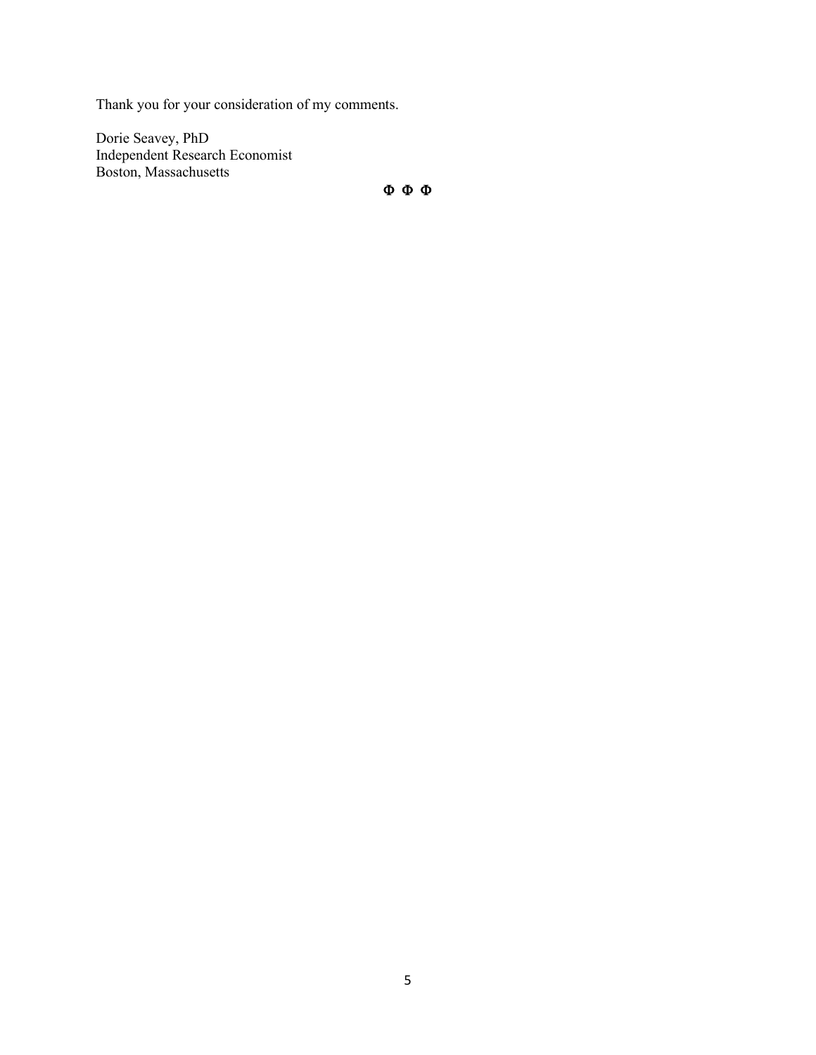Thank you for your consideration of my comments.

Dorie Seavey, PhD  
Independent Research Economist  
Boston, Massachusetts

Φ Φ Φ